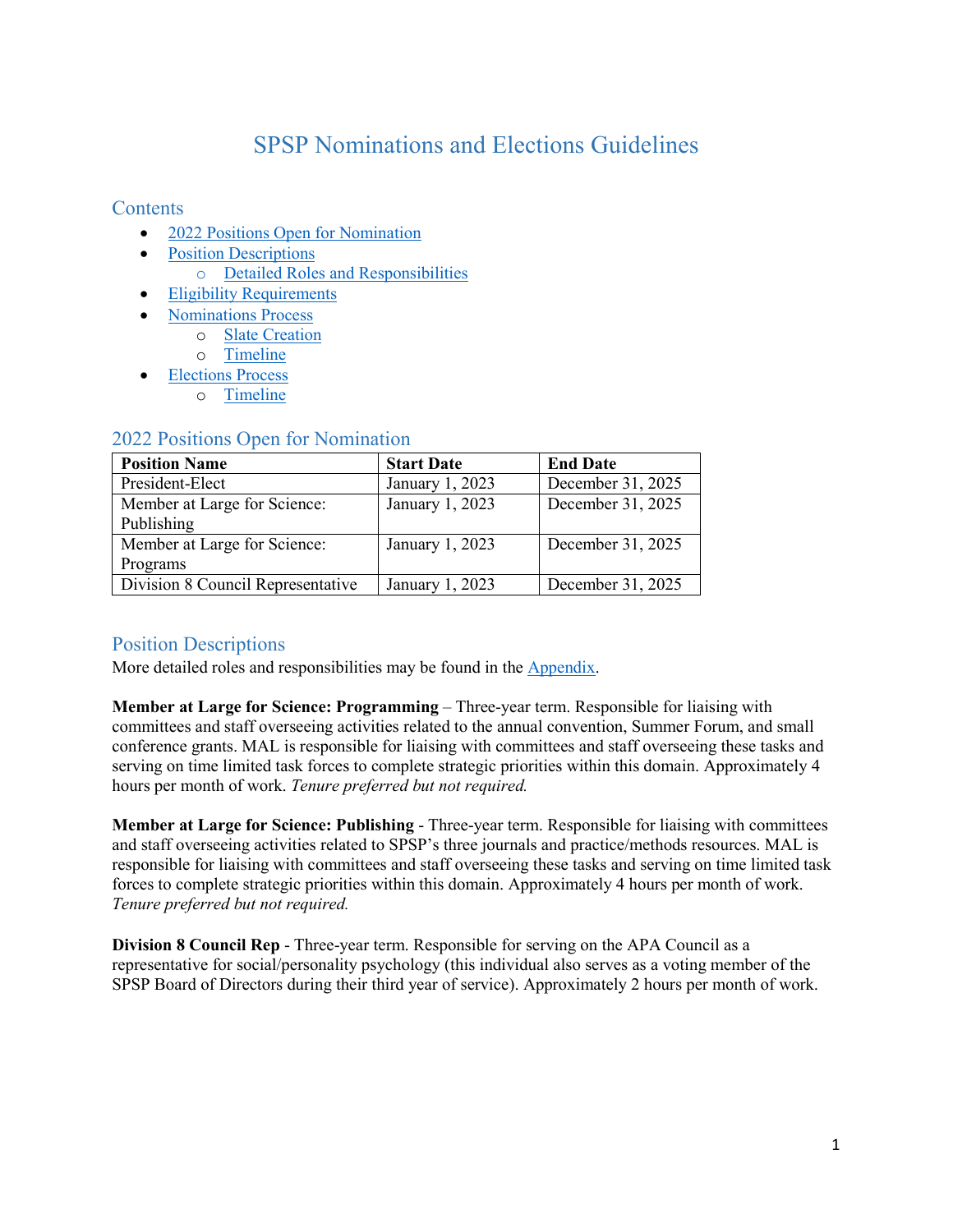# SPSP Nominations and Elections Guidelines

## Contents

- [2022 Positions Open for Nomination]
- [Position Descriptions]
  - [Detailed Roles and Responsibilities]
- [Eligibility Requirements]
- [Nominations Process]
  - [Slate Creation]
  - [Timeline]
- [Elections Process]
  - [Timeline]

## 2022 Positions Open for Nomination

| Position Name | Start Date | End Date |
|---|---|---|
| President-Elect | January 1, 2023 | December 31, 2025 |
| Member at Large for Science: Publishing | January 1, 2023 | December 31, 2025 |
| Member at Large for Science: Programs | January 1, 2023 | December 31, 2025 |
| Division 8 Council Representative | January 1, 2023 | December 31, 2025 |

## Position Descriptions

More detailed roles and responsibilities may be found in the Appendix.

**Member at Large for Science: Programming** – Three-year term. Responsible for liaising with committees and staff overseeing activities related to the annual convention, Summer Forum, and small conference grants. MAL is responsible for liaising with committees and staff overseeing these tasks and serving on time limited task forces to complete strategic priorities within this domain. Approximately 4 hours per month of work. *Tenure preferred but not required.*

**Member at Large for Science: Publishing** - Three-year term. Responsible for liaising with committees and staff overseeing activities related to SPSP's three journals and practice/methods resources. MAL is responsible for liaising with committees and staff overseeing these tasks and serving on time limited task forces to complete strategic priorities within this domain. Approximately 4 hours per month of work. *Tenure preferred but not required.*

**Division 8 Council Rep** - Three-year term. Responsible for serving on the APA Council as a representative for social/personality psychology (this individual also serves as a voting member of the SPSP Board of Directors during their third year of service). Approximately 2 hours per month of work.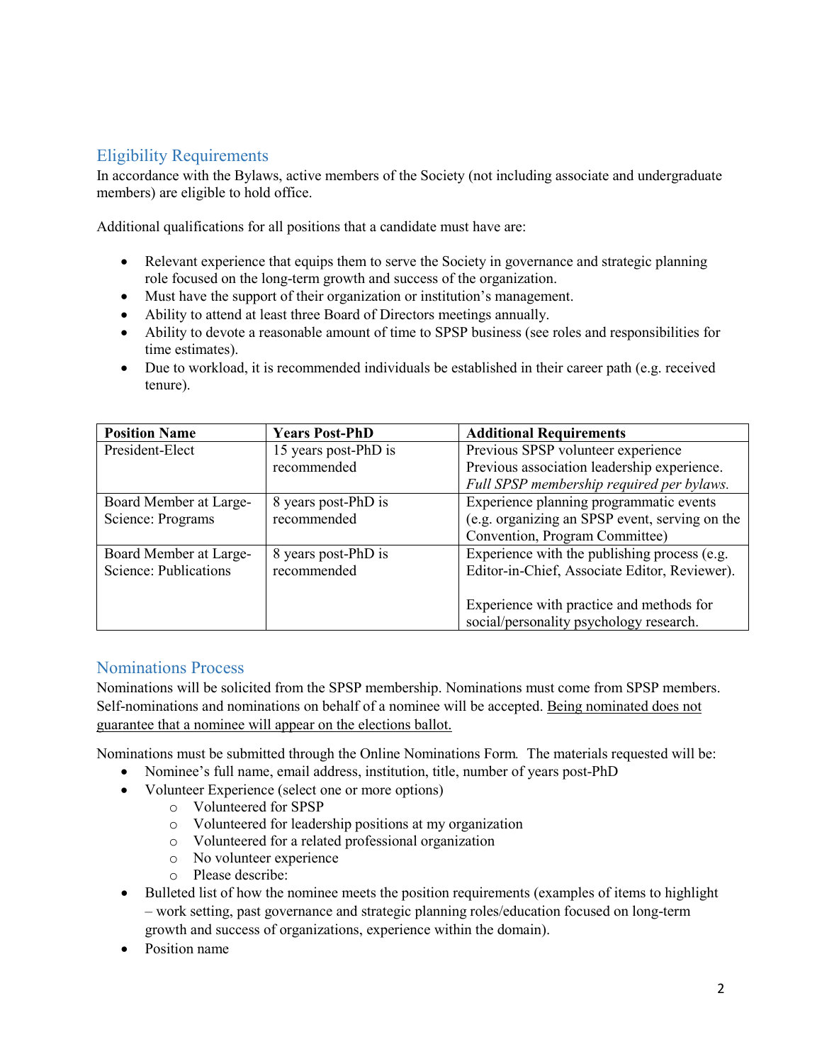## Eligibility Requirements

In accordance with the Bylaws, active members of the Society (not including associate and undergraduate members) are eligible to hold office.

Additional qualifications for all positions that a candidate must have are:

- Relevant experience that equips them to serve the Society in governance and strategic planning role focused on the long-term growth and success of the organization.
- Must have the support of their organization or institution's management.
- Ability to attend at least three Board of Directors meetings annually.
- Ability to devote a reasonable amount of time to SPSP business (see roles and responsibilities for time estimates).
- Due to workload, it is recommended individuals be established in their career path (e.g. received tenure).

| **Position Name** | **Years Post-PhD** | **Additional Requirements** |
|---|---|---|
| President-Elect | 15 years post-PhD is recommended | Previous SPSP volunteer experience<br>Previous association leadership experience.<br>*Full SPSP membership required per bylaws.* |
| Board Member at Large-Science: Programs | 8 years post-PhD is recommended | Experience planning programmatic events (e.g. organizing an SPSP event, serving on the Convention, Program Committee) |
| Board Member at Large-Science: Publications | 8 years post-PhD is recommended | Experience with the publishing process (e.g. Editor-in-Chief, Associate Editor, Reviewer).<br><br>Experience with practice and methods for social/personality psychology research. |

## Nominations Process

Nominations will be solicited from the SPSP membership. Nominations must come from SPSP members. Self-nominations and nominations on behalf of a nominee will be accepted. <u>Being nominated does not guarantee that a nominee will appear on the elections ballot.</u>

Nominations must be submitted through the Online Nominations Form. The materials requested will be:

- Nominee's full name, email address, institution, title, number of years post-PhD
- Volunteer Experience (select one or more options)
  - Volunteered for SPSP
  - Volunteered for leadership positions at my organization
  - Volunteered for a related professional organization
  - No volunteer experience
  - Please describe:
- Bulleted list of how the nominee meets the position requirements (examples of items to highlight – work setting, past governance and strategic planning roles/education focused on long-term growth and success of organizations, experience within the domain).
- Position name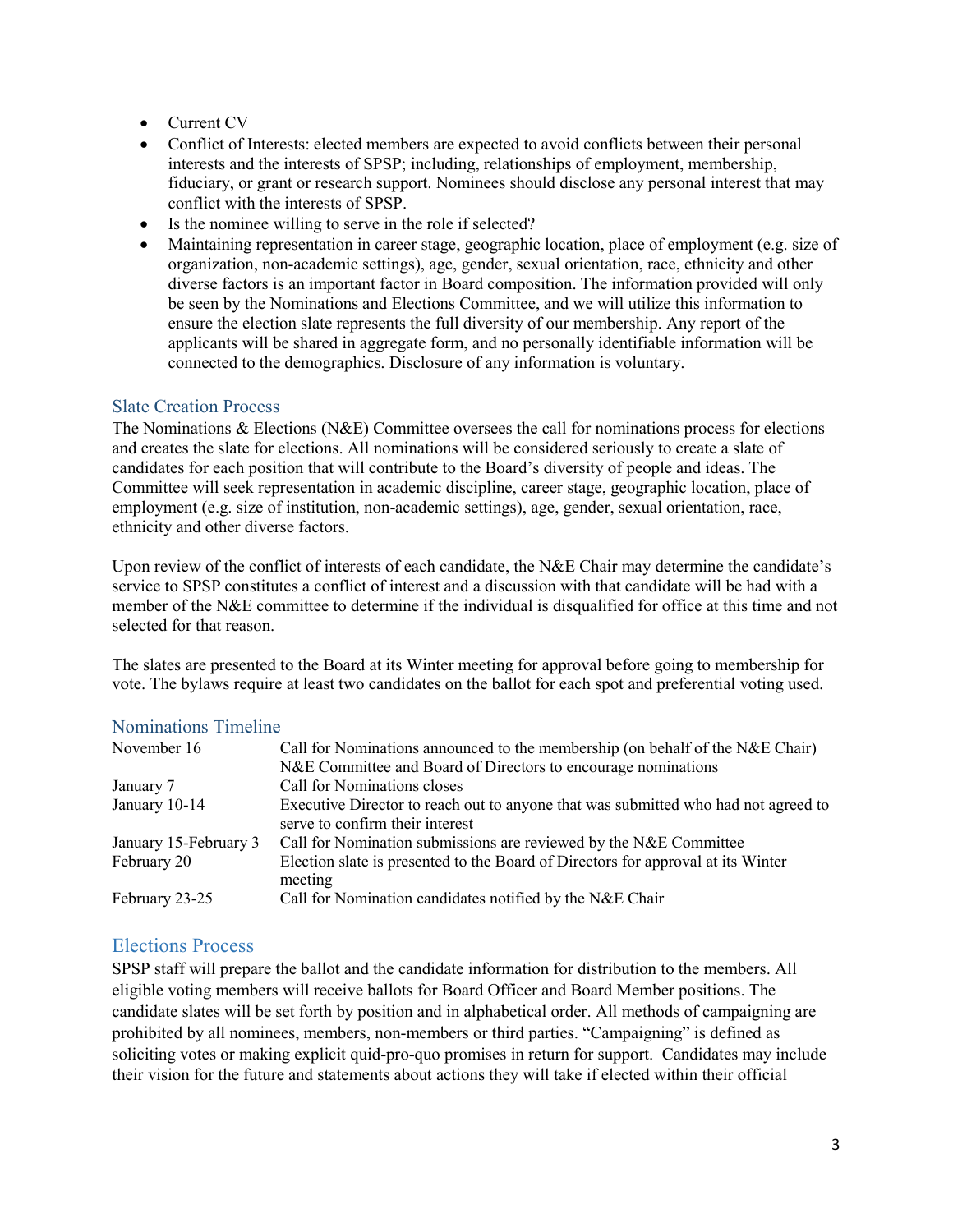- Current CV
- Conflict of Interests: elected members are expected to avoid conflicts between their personal interests and the interests of SPSP; including, relationships of employment, membership, fiduciary, or grant or research support. Nominees should disclose any personal interest that may conflict with the interests of SPSP.
- Is the nominee willing to serve in the role if selected?
- Maintaining representation in career stage, geographic location, place of employment (e.g. size of organization, non-academic settings), age, gender, sexual orientation, race, ethnicity and other diverse factors is an important factor in Board composition. The information provided will only be seen by the Nominations and Elections Committee, and we will utilize this information to ensure the election slate represents the full diversity of our membership. Any report of the applicants will be shared in aggregate form, and no personally identifiable information will be connected to the demographics. Disclosure of any information is voluntary.

## Slate Creation Process

The Nominations & Elections (N&E) Committee oversees the call for nominations process for elections and creates the slate for elections. All nominations will be considered seriously to create a slate of candidates for each position that will contribute to the Board's diversity of people and ideas. The Committee will seek representation in academic discipline, career stage, geographic location, place of employment (e.g. size of institution, non-academic settings), age, gender, sexual orientation, race, ethnicity and other diverse factors.

Upon review of the conflict of interests of each candidate, the N&E Chair may determine the candidate's service to SPSP constitutes a conflict of interest and a discussion with that candidate will be had with a member of the N&E committee to determine if the individual is disqualified for office at this time and not selected for that reason.

The slates are presented to the Board at its Winter meeting for approval before going to membership for vote. The bylaws require at least two candidates on the ballot for each spot and preferential voting used.

## Nominations Timeline

| | |
|---|---|
| November 16 | Call for Nominations announced to the membership (on behalf of the N&E Chair) N&E Committee and Board of Directors to encourage nominations |
| January 7 | Call for Nominations closes |
| January 10-14 | Executive Director to reach out to anyone that was submitted who had not agreed to serve to confirm their interest |
| January 15-February 3 | Call for Nomination submissions are reviewed by the N&E Committee |
| February 20 | Election slate is presented to the Board of Directors for approval at its Winter meeting |
| February 23-25 | Call for Nomination candidates notified by the N&E Chair |

## Elections Process

SPSP staff will prepare the ballot and the candidate information for distribution to the members. All eligible voting members will receive ballots for Board Officer and Board Member positions. The candidate slates will be set forth by position and in alphabetical order. All methods of campaigning are prohibited by all nominees, members, non-members or third parties. "Campaigning" is defined as soliciting votes or making explicit quid-pro-quo promises in return for support. Candidates may include their vision for the future and statements about actions they will take if elected within their official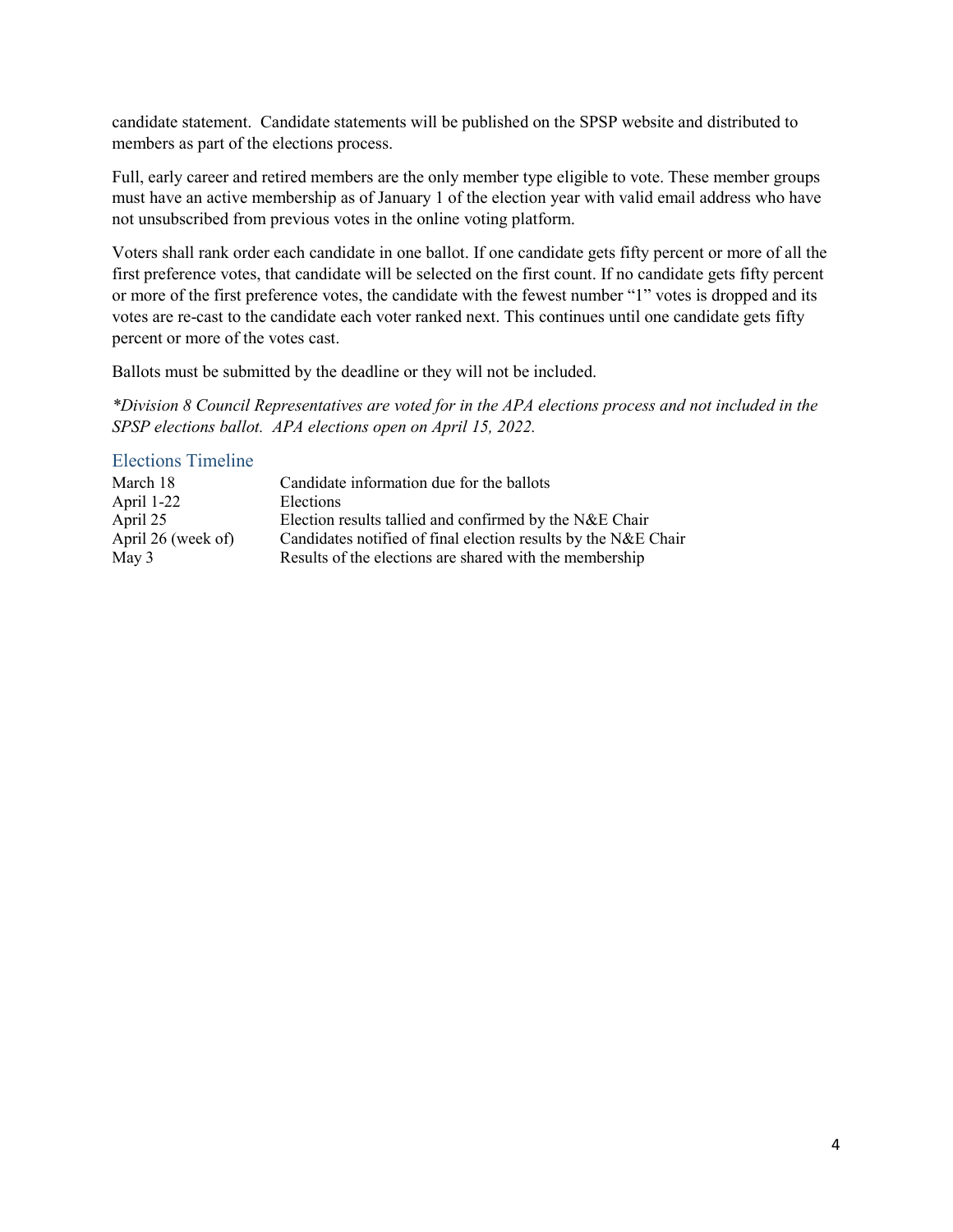candidate statement. Candidate statements will be published on the SPSP website and distributed to members as part of the elections process.

Full, early career and retired members are the only member type eligible to vote. These member groups must have an active membership as of January 1 of the election year with valid email address who have not unsubscribed from previous votes in the online voting platform.

Voters shall rank order each candidate in one ballot. If one candidate gets fifty percent or more of all the first preference votes, that candidate will be selected on the first count. If no candidate gets fifty percent or more of the first preference votes, the candidate with the fewest number "1" votes is dropped and its votes are re-cast to the candidate each voter ranked next. This continues until one candidate gets fifty percent or more of the votes cast.

Ballots must be submitted by the deadline or they will not be included.

*\*Division 8 Council Representatives are voted for in the APA elections process and not included in the SPSP elections ballot. APA elections open on April 15, 2022.*

## Elections Timeline

| | |
|---|---|
| March 18 | Candidate information due for the ballots |
| April 1-22 | Elections |
| April 25 | Election results tallied and confirmed by the N&E Chair |
| April 26 (week of) | Candidates notified of final election results by the N&E Chair |
| May 3 | Results of the elections are shared with the membership |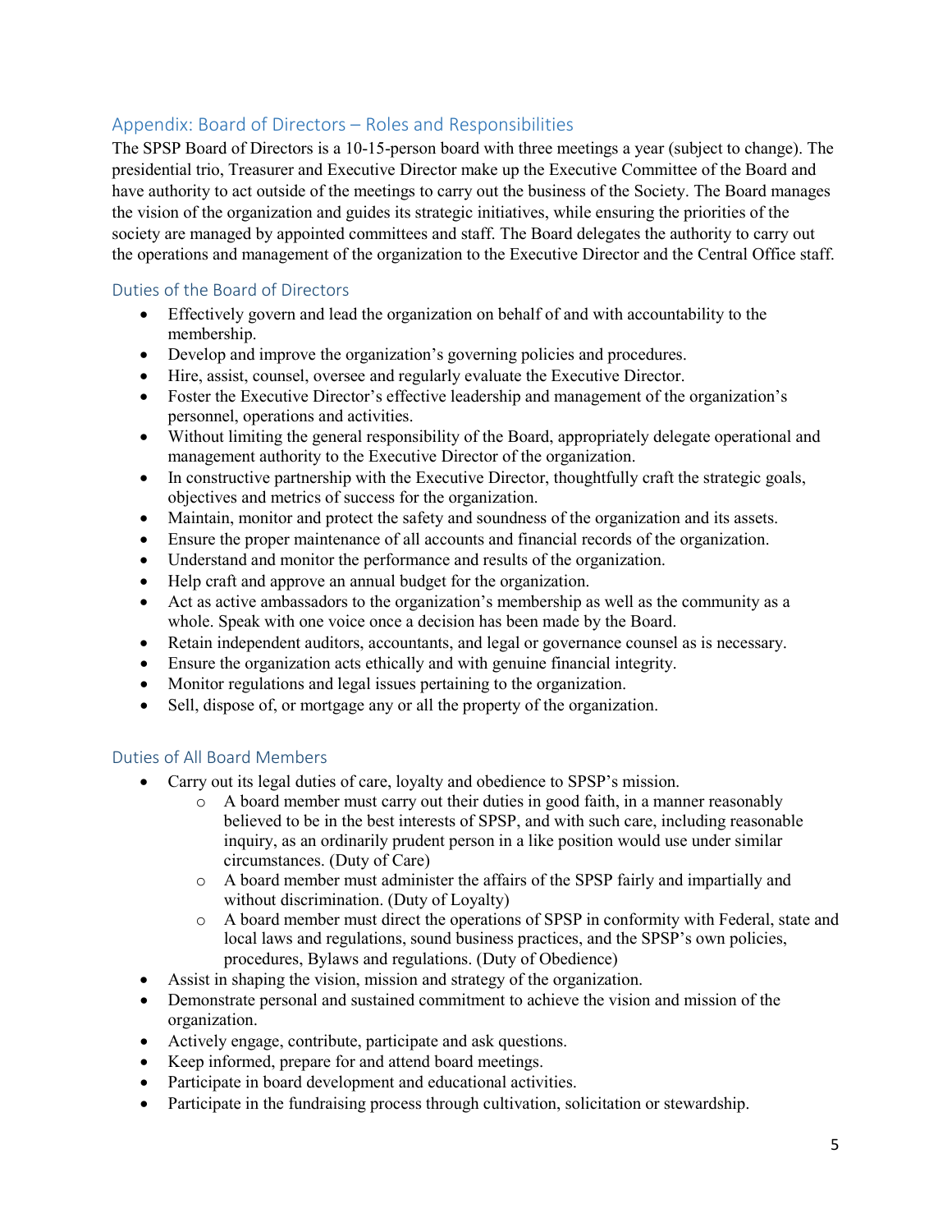## Appendix: Board of Directors – Roles and Responsibilities

The SPSP Board of Directors is a 10-15-person board with three meetings a year (subject to change). The presidential trio, Treasurer and Executive Director make up the Executive Committee of the Board and have authority to act outside of the meetings to carry out the business of the Society. The Board manages the vision of the organization and guides its strategic initiatives, while ensuring the priorities of the society are managed by appointed committees and staff. The Board delegates the authority to carry out the operations and management of the organization to the Executive Director and the Central Office staff.

### Duties of the Board of Directors

- Effectively govern and lead the organization on behalf of and with accountability to the membership.
- Develop and improve the organization's governing policies and procedures.
- Hire, assist, counsel, oversee and regularly evaluate the Executive Director.
- Foster the Executive Director's effective leadership and management of the organization's personnel, operations and activities.
- Without limiting the general responsibility of the Board, appropriately delegate operational and management authority to the Executive Director of the organization.
- In constructive partnership with the Executive Director, thoughtfully craft the strategic goals, objectives and metrics of success for the organization.
- Maintain, monitor and protect the safety and soundness of the organization and its assets.
- Ensure the proper maintenance of all accounts and financial records of the organization.
- Understand and monitor the performance and results of the organization.
- Help craft and approve an annual budget for the organization.
- Act as active ambassadors to the organization's membership as well as the community as a whole. Speak with one voice once a decision has been made by the Board.
- Retain independent auditors, accountants, and legal or governance counsel as is necessary.
- Ensure the organization acts ethically and with genuine financial integrity.
- Monitor regulations and legal issues pertaining to the organization.
- Sell, dispose of, or mortgage any or all the property of the organization.

### Duties of All Board Members

- Carry out its legal duties of care, loyalty and obedience to SPSP's mission.
  - A board member must carry out their duties in good faith, in a manner reasonably believed to be in the best interests of SPSP, and with such care, including reasonable inquiry, as an ordinarily prudent person in a like position would use under similar circumstances. (Duty of Care)
  - A board member must administer the affairs of the SPSP fairly and impartially and without discrimination. (Duty of Loyalty)
  - A board member must direct the operations of SPSP in conformity with Federal, state and local laws and regulations, sound business practices, and the SPSP's own policies, procedures, Bylaws and regulations. (Duty of Obedience)
- Assist in shaping the vision, mission and strategy of the organization.
- Demonstrate personal and sustained commitment to achieve the vision and mission of the organization.
- Actively engage, contribute, participate and ask questions.
- Keep informed, prepare for and attend board meetings.
- Participate in board development and educational activities.
- Participate in the fundraising process through cultivation, solicitation or stewardship.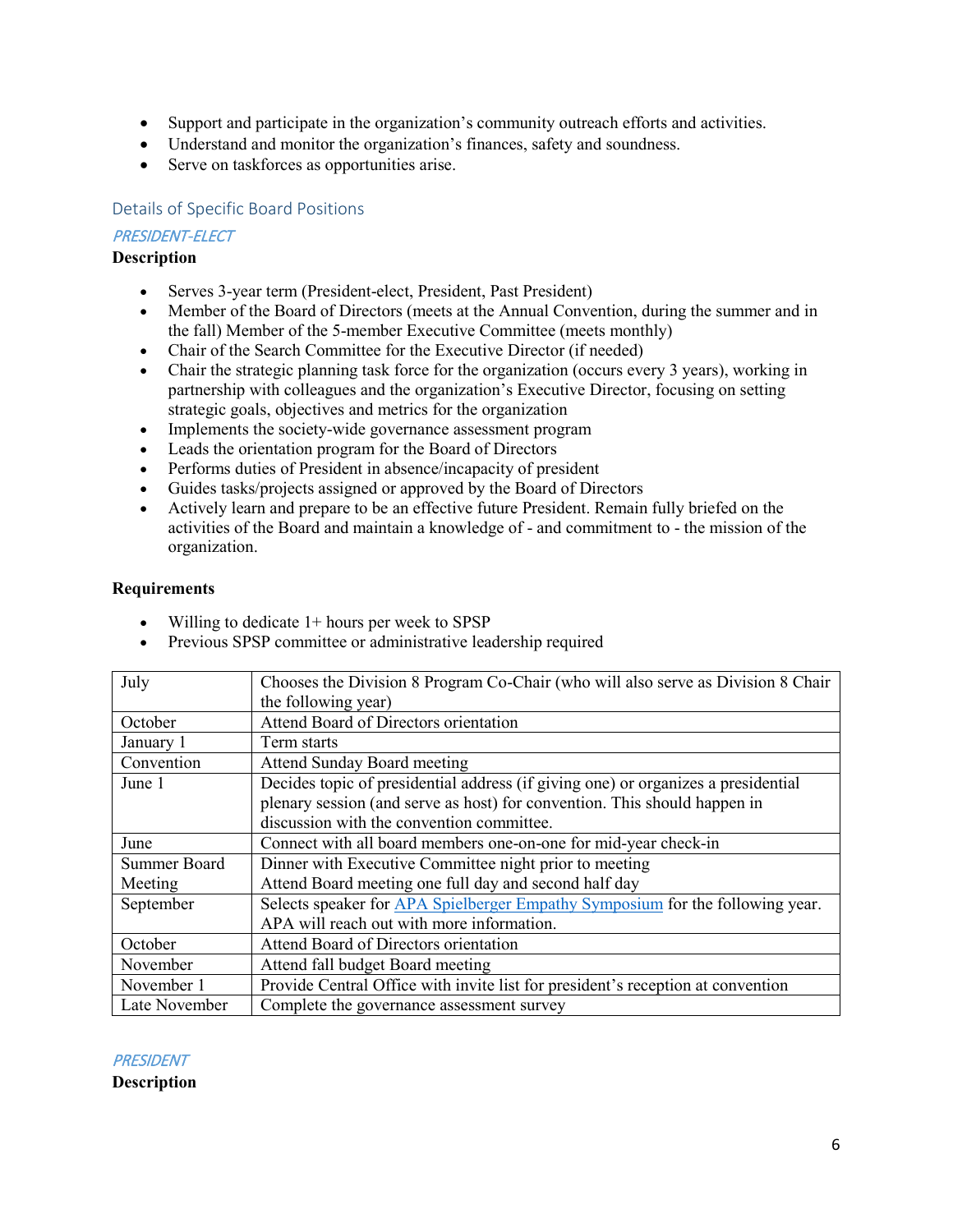- Support and participate in the organization's community outreach efforts and activities.
- Understand and monitor the organization's finances, safety and soundness.
- Serve on taskforces as opportunities arise.

## Details of Specific Board Positions

### *PRESIDENT-ELECT*

**Description**

- Serves 3-year term (President-elect, President, Past President)
- Member of the Board of Directors (meets at the Annual Convention, during the summer and in the fall) Member of the 5-member Executive Committee (meets monthly)
- Chair of the Search Committee for the Executive Director (if needed)
- Chair the strategic planning task force for the organization (occurs every 3 years), working in partnership with colleagues and the organization's Executive Director, focusing on setting strategic goals, objectives and metrics for the organization
- Implements the society-wide governance assessment program
- Leads the orientation program for the Board of Directors
- Performs duties of President in absence/incapacity of president
- Guides tasks/projects assigned or approved by the Board of Directors
- Actively learn and prepare to be an effective future President. Remain fully briefed on the activities of the Board and maintain a knowledge of - and commitment to - the mission of the organization.

**Requirements**

- Willing to dedicate 1+ hours per week to SPSP
- Previous SPSP committee or administrative leadership required

| | |
|---|---|
| July | Chooses the Division 8 Program Co-Chair (who will also serve as Division 8 Chair the following year) |
| October | Attend Board of Directors orientation |
| January 1 | Term starts |
| Convention | Attend Sunday Board meeting |
| June 1 | Decides topic of presidential address (if giving one) or organizes a presidential plenary session (and serve as host) for convention. This should happen in discussion with the convention committee. |
| June | Connect with all board members one-on-one for mid-year check-in |
| Summer Board Meeting | Dinner with Executive Committee night prior to meeting<br>Attend Board meeting one full day and second half day |
| September | Selects speaker for APA Spielberger Empathy Symposium for the following year. APA will reach out with more information. |
| October | Attend Board of Directors orientation |
| November | Attend fall budget Board meeting |
| November 1 | Provide Central Office with invite list for president's reception at convention |
| Late November | Complete the governance assessment survey |

### *PRESIDENT*

**Description**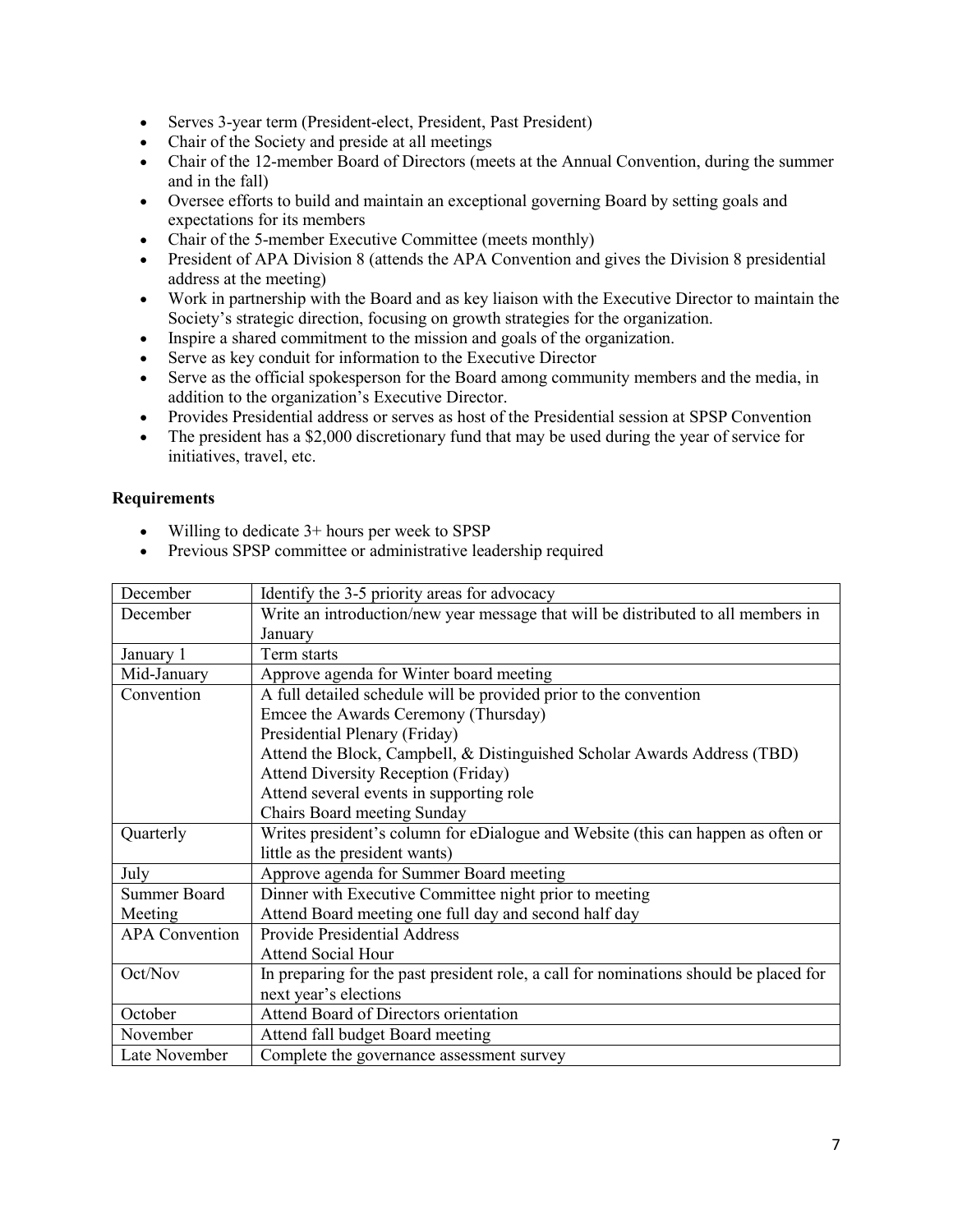- Serves 3-year term (President-elect, President, Past President)
- Chair of the Society and preside at all meetings
- Chair of the 12-member Board of Directors (meets at the Annual Convention, during the summer and in the fall)
- Oversee efforts to build and maintain an exceptional governing Board by setting goals and expectations for its members
- Chair of the 5-member Executive Committee (meets monthly)
- President of APA Division 8 (attends the APA Convention and gives the Division 8 presidential address at the meeting)
- Work in partnership with the Board and as key liaison with the Executive Director to maintain the Society's strategic direction, focusing on growth strategies for the organization.
- Inspire a shared commitment to the mission and goals of the organization.
- Serve as key conduit for information to the Executive Director
- Serve as the official spokesperson for the Board among community members and the media, in addition to the organization's Executive Director.
- Provides Presidential address or serves as host of the Presidential session at SPSP Convention
- The president has a $2,000 discretionary fund that may be used during the year of service for initiatives, travel, etc.

**Requirements**

- Willing to dedicate 3+ hours per week to SPSP
- Previous SPSP committee or administrative leadership required

| | |
|---|---|
| December | Identify the 3-5 priority areas for advocacy |
| December | Write an introduction/new year message that will be distributed to all members in January |
| January 1 | Term starts |
| Mid-January | Approve agenda for Winter board meeting |
| Convention | A full detailed schedule will be provided prior to the convention<br>Emcee the Awards Ceremony (Thursday)<br>Presidential Plenary (Friday)<br>Attend the Block, Campbell, & Distinguished Scholar Awards Address (TBD)<br>Attend Diversity Reception (Friday)<br>Attend several events in supporting role<br>Chairs Board meeting Sunday |
| Quarterly | Writes president's column for eDialogue and Website (this can happen as often or little as the president wants) |
| July | Approve agenda for Summer Board meeting |
| Summer Board Meeting | Dinner with Executive Committee night prior to meeting<br>Attend Board meeting one full day and second half day |
| APA Convention | Provide Presidential Address<br>Attend Social Hour |
| Oct/Nov | In preparing for the past president role, a call for nominations should be placed for next year's elections |
| October | Attend Board of Directors orientation |
| November | Attend fall budget Board meeting |
| Late November | Complete the governance assessment survey |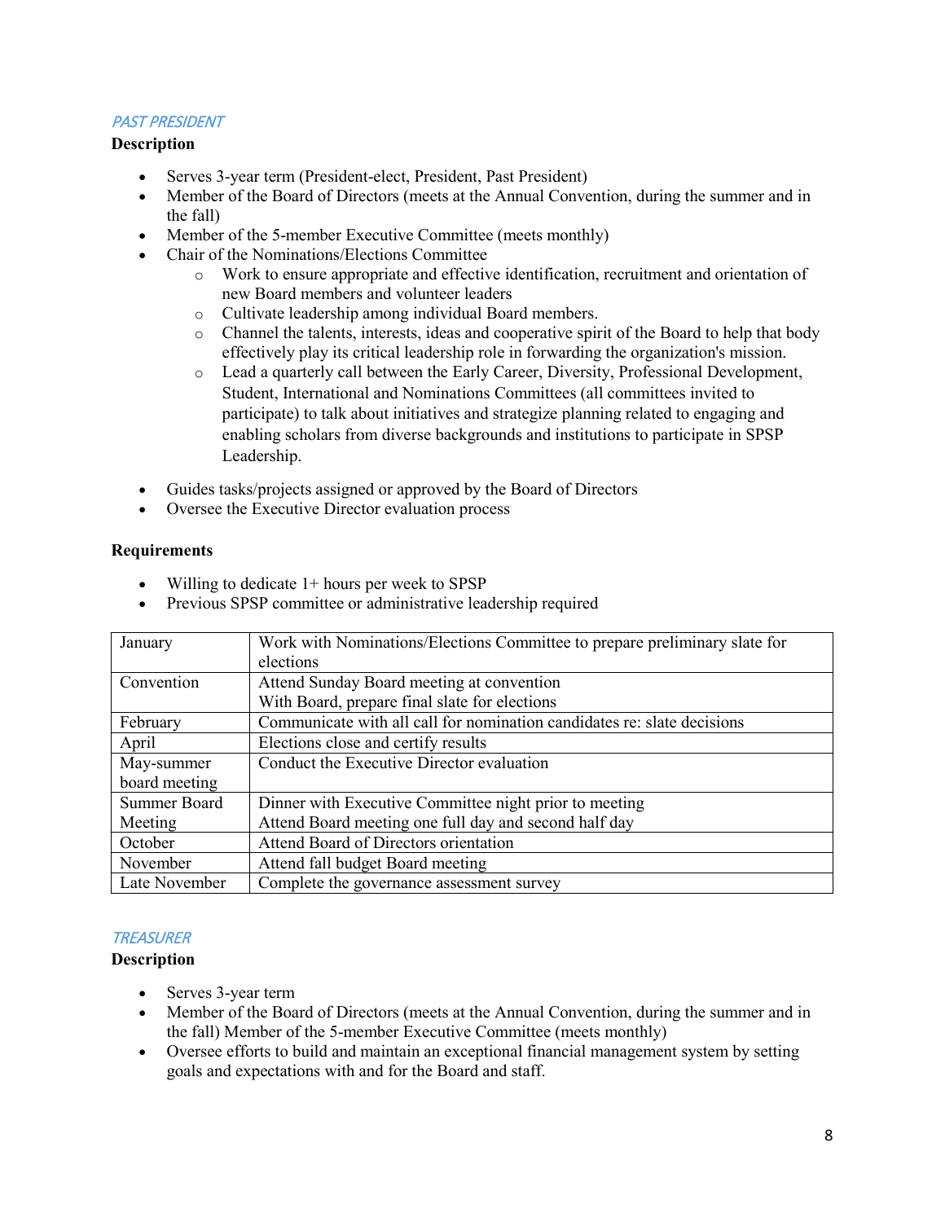### *PAST PRESIDENT*

**Description**

- Serves 3-year term (President-elect, President, Past President)
- Member of the Board of Directors (meets at the Annual Convention, during the summer and in the fall)
- Member of the 5-member Executive Committee (meets monthly)
- Chair of the Nominations/Elections Committee
    - Work to ensure appropriate and effective identification, recruitment and orientation of new Board members and volunteer leaders
    - Cultivate leadership among individual Board members.
    - Channel the talents, interests, ideas and cooperative spirit of the Board to help that body effectively play its critical leadership role in forwarding the organization's mission.
    - Lead a quarterly call between the Early Career, Diversity, Professional Development, Student, International and Nominations Committees (all committees invited to participate) to talk about initiatives and strategize planning related to engaging and enabling scholars from diverse backgrounds and institutions to participate in SPSP Leadership.
- Guides tasks/projects assigned or approved by the Board of Directors
- Oversee the Executive Director evaluation process

**Requirements**

- Willing to dedicate 1+ hours per week to SPSP
- Previous SPSP committee or administrative leadership required

| | |
|---|---|
| January | Work with Nominations/Elections Committee to prepare preliminary slate for elections |
| Convention | Attend Sunday Board meeting at convention<br>With Board, prepare final slate for elections |
| February | Communicate with all call for nomination candidates re: slate decisions |
| April | Elections close and certify results |
| May-summer board meeting | Conduct the Executive Director evaluation |
| Summer Board Meeting | Dinner with Executive Committee night prior to meeting<br>Attend Board meeting one full day and second half day |
| October | Attend Board of Directors orientation |
| November | Attend fall budget Board meeting |
| Late November | Complete the governance assessment survey |

### *TREASURER*

**Description**

- Serves 3-year term
- Member of the Board of Directors (meets at the Annual Convention, during the summer and in the fall) Member of the 5-member Executive Committee (meets monthly)
- Oversee efforts to build and maintain an exceptional financial management system by setting goals and expectations with and for the Board and staff.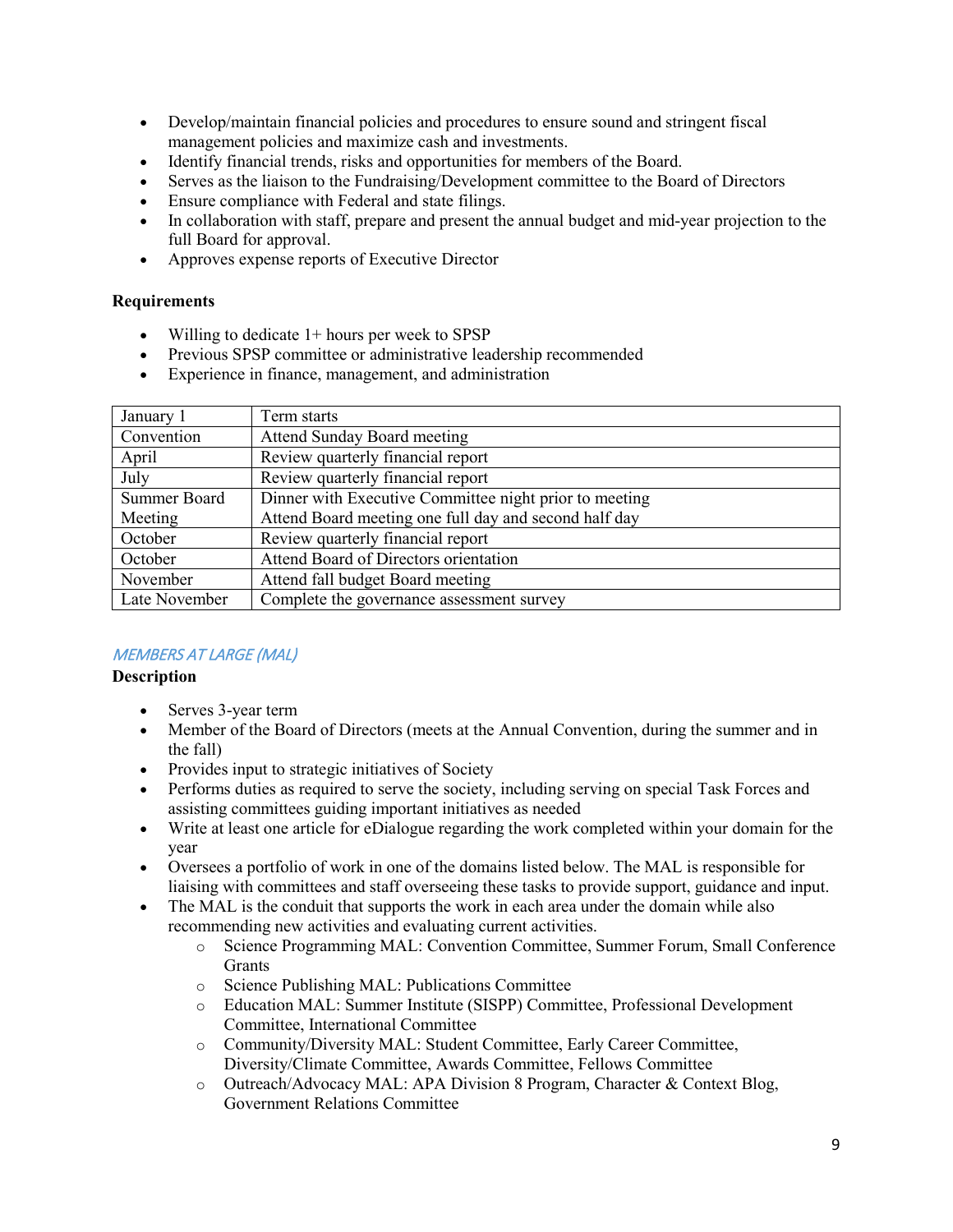- Develop/maintain financial policies and procedures to ensure sound and stringent fiscal management policies and maximize cash and investments.
- Identify financial trends, risks and opportunities for members of the Board.
- Serves as the liaison to the Fundraising/Development committee to the Board of Directors
- Ensure compliance with Federal and state filings.
- In collaboration with staff, prepare and present the annual budget and mid-year projection to the full Board for approval.
- Approves expense reports of Executive Director

**Requirements**

- Willing to dedicate 1+ hours per week to SPSP
- Previous SPSP committee or administrative leadership recommended
- Experience in finance, management, and administration

| | |
|---|---|
| January 1 | Term starts |
| Convention | Attend Sunday Board meeting |
| April | Review quarterly financial report |
| July | Review quarterly financial report |
| Summer Board Meeting | Dinner with Executive Committee night prior to meeting<br>Attend Board meeting one full day and second half day |
| October | Review quarterly financial report |
| October | Attend Board of Directors orientation |
| November | Attend fall budget Board meeting |
| Late November | Complete the governance assessment survey |

### *MEMBERS AT LARGE (MAL)*

**Description**

- Serves 3-year term
- Member of the Board of Directors (meets at the Annual Convention, during the summer and in the fall)
- Provides input to strategic initiatives of Society
- Performs duties as required to serve the society, including serving on special Task Forces and assisting committees guiding important initiatives as needed
- Write at least one article for eDialogue regarding the work completed within your domain for the year
- Oversees a portfolio of work in one of the domains listed below. The MAL is responsible for liaising with committees and staff overseeing these tasks to provide support, guidance and input.
- The MAL is the conduit that supports the work in each area under the domain while also recommending new activities and evaluating current activities.
    - Science Programming MAL: Convention Committee, Summer Forum, Small Conference Grants
    - Science Publishing MAL: Publications Committee
    - Education MAL: Summer Institute (SISPP) Committee, Professional Development Committee, International Committee
    - Community/Diversity MAL: Student Committee, Early Career Committee, Diversity/Climate Committee, Awards Committee, Fellows Committee
    - Outreach/Advocacy MAL: APA Division 8 Program, Character & Context Blog, Government Relations Committee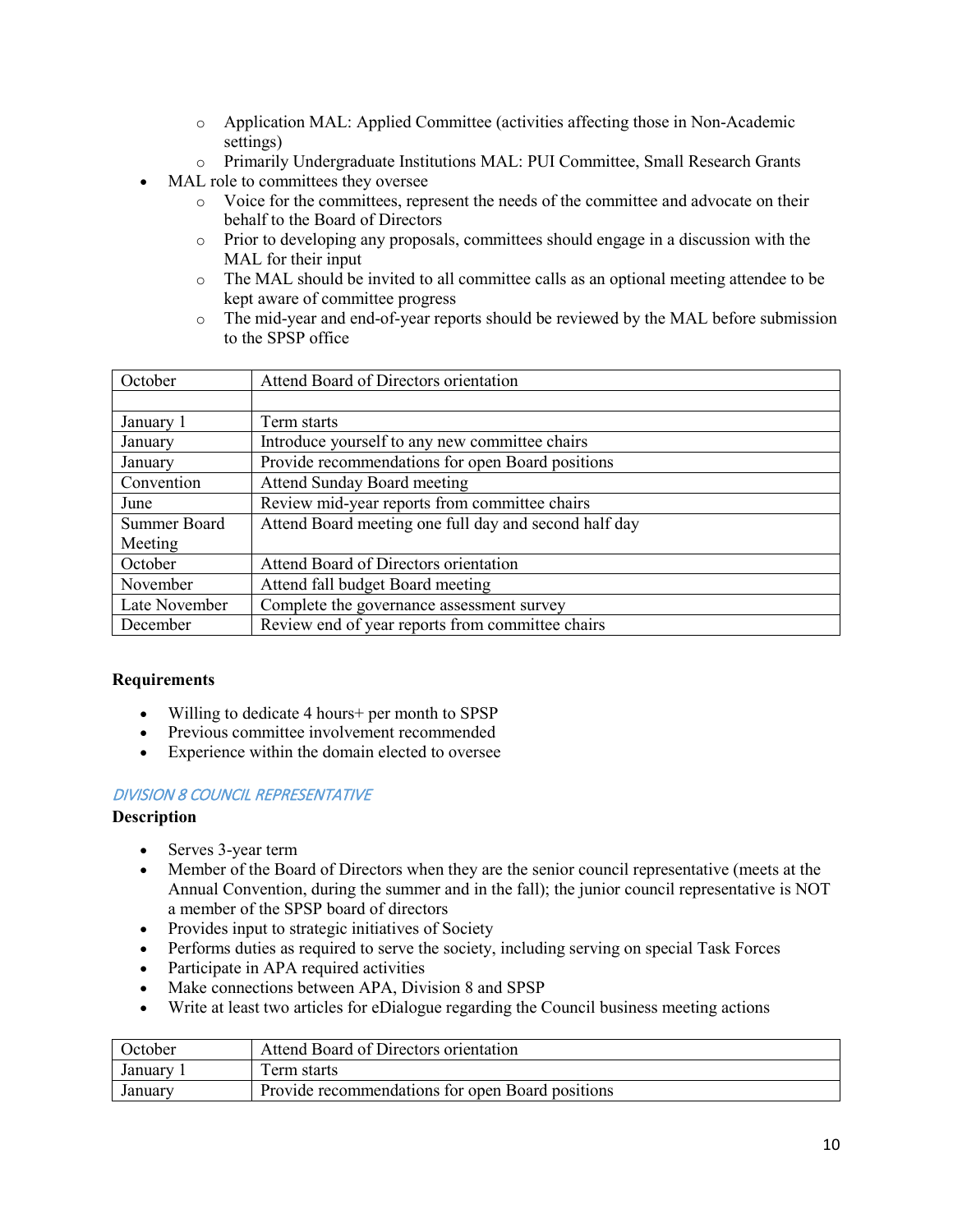- Application MAL: Applied Committee (activities affecting those in Non-Academic settings)
    - Primarily Undergraduate Institutions MAL: PUI Committee, Small Research Grants
- MAL role to committees they oversee
    - Voice for the committees, represent the needs of the committee and advocate on their behalf to the Board of Directors
    - Prior to developing any proposals, committees should engage in a discussion with the MAL for their input
    - The MAL should be invited to all committee calls as an optional meeting attendee to be kept aware of committee progress
    - The mid-year and end-of-year reports should be reviewed by the MAL before submission to the SPSP office

| October | Attend Board of Directors orientation |
|---|---|
| | |
| January 1 | Term starts |
| January | Introduce yourself to any new committee chairs |
| January | Provide recommendations for open Board positions |
| Convention | Attend Sunday Board meeting |
| June | Review mid-year reports from committee chairs |
| Summer Board Meeting | Attend Board meeting one full day and second half day |
| October | Attend Board of Directors orientation |
| November | Attend fall budget Board meeting |
| Late November | Complete the governance assessment survey |
| December | Review end of year reports from committee chairs |

**Requirements**

- Willing to dedicate 4 hours+ per month to SPSP
- Previous committee involvement recommended
- Experience within the domain elected to oversee

### *DIVISION 8 COUNCIL REPRESENTATIVE*

**Description**

- Serves 3-year term
- Member of the Board of Directors when they are the senior council representative (meets at the Annual Convention, during the summer and in the fall); the junior council representative is NOT a member of the SPSP board of directors
- Provides input to strategic initiatives of Society
- Performs duties as required to serve the society, including serving on special Task Forces
- Participate in APA required activities
- Make connections between APA, Division 8 and SPSP
- Write at least two articles for eDialogue regarding the Council business meeting actions

| October | Attend Board of Directors orientation |
|---|---|
| January 1 | Term starts |
| January | Provide recommendations for open Board positions |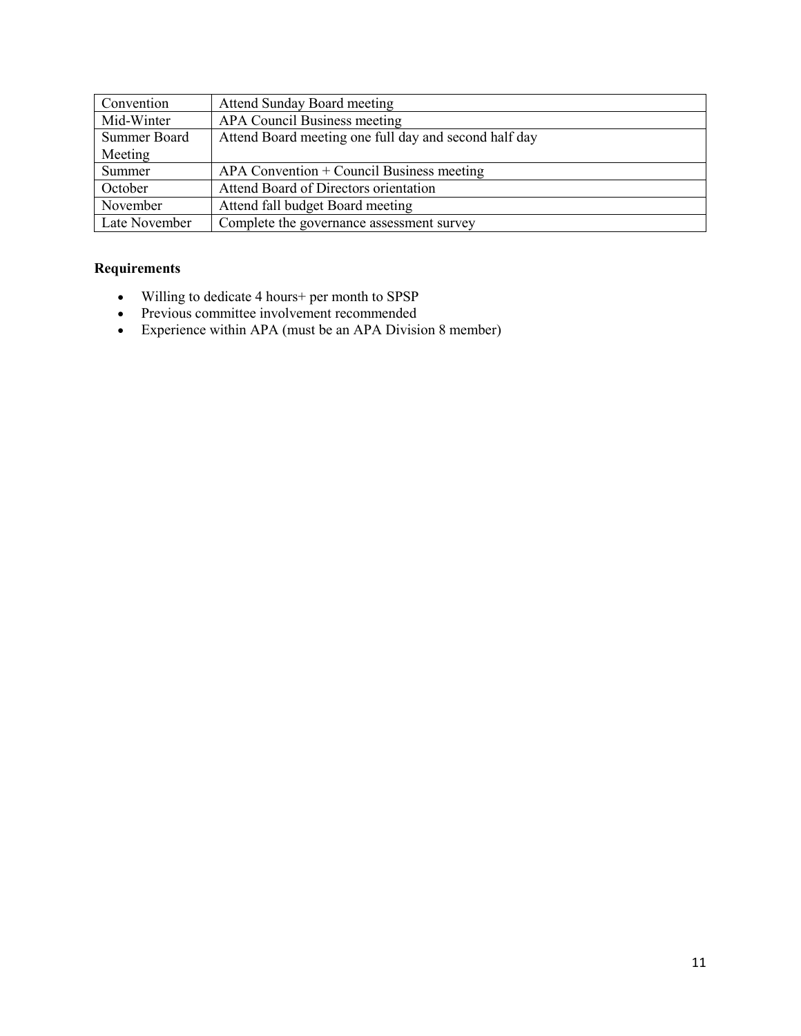| | |
|---|---|
| Convention | Attend Sunday Board meeting |
| Mid-Winter | APA Council Business meeting |
| Summer Board Meeting | Attend Board meeting one full day and second half day |
| Summer | APA Convention + Council Business meeting |
| October | Attend Board of Directors orientation |
| November | Attend fall budget Board meeting |
| Late November | Complete the governance assessment survey |

**Requirements**

- Willing to dedicate 4 hours+ per month to SPSP
- Previous committee involvement recommended
- Experience within APA (must be an APA Division 8 member)